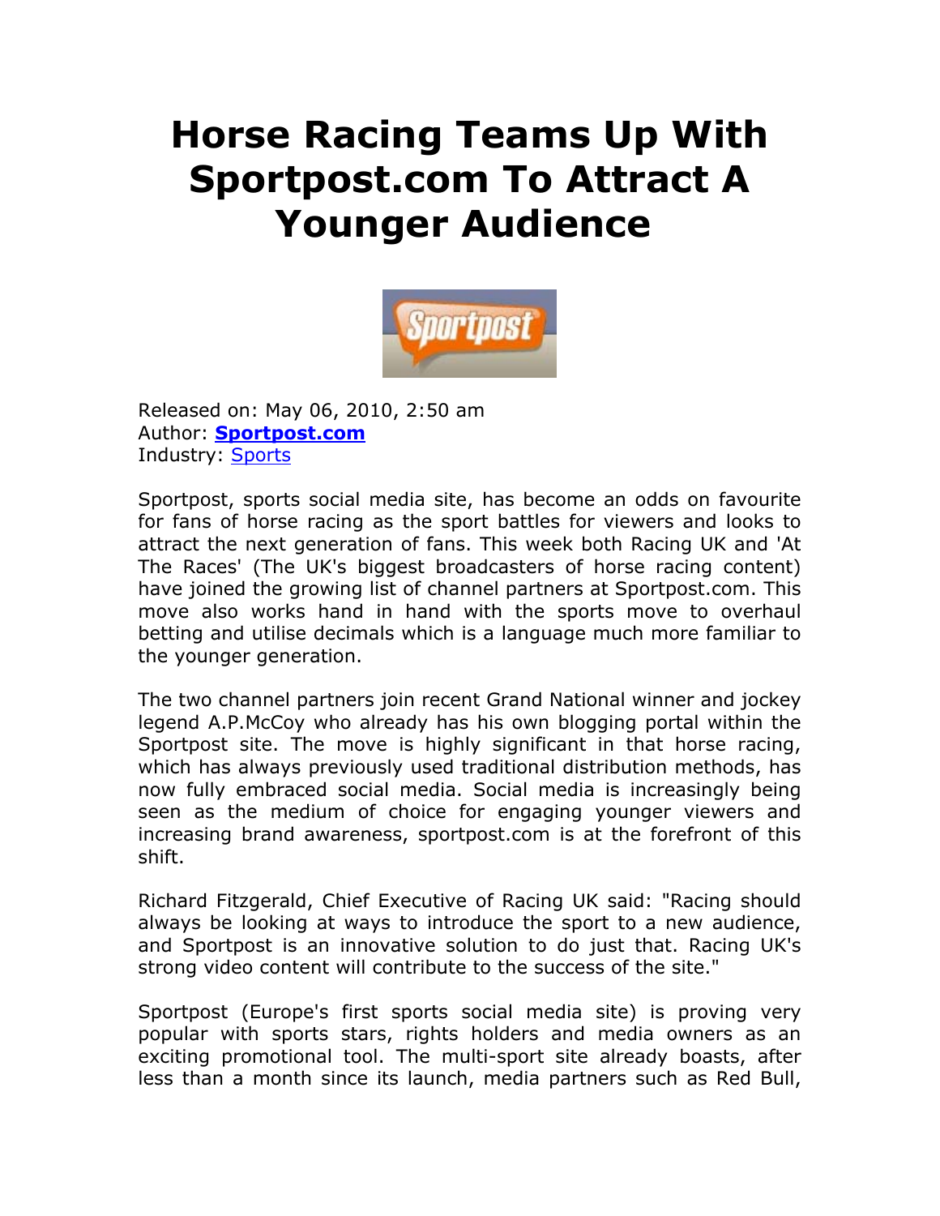# Horse Racing Teams Up With Sportpost.com To Attract A Younger Audience

Released on: May 06, 2010, 2:50 am
Author: **Sportpost.com**
Industry: Sports

Sportpost, sports social media site, has become an odds on favourite for fans of horse racing as the sport battles for viewers and looks to attract the next generation of fans. This week both Racing UK and 'At The Races' (The UK's biggest broadcasters of horse racing content) have joined the growing list of channel partners at Sportpost.com. This move also works hand in hand with the sports move to overhaul betting and utilise decimals which is a language much more familiar to the younger generation.

The two channel partners join recent Grand National winner and jockey legend A.P.McCoy who already has his own blogging portal within the Sportpost site. The move is highly significant in that horse racing, which has always previously used traditional distribution methods, has now fully embraced social media. Social media is increasingly being seen as the medium of choice for engaging younger viewers and increasing brand awareness, sportpost.com is at the forefront of this shift.

Richard Fitzgerald, Chief Executive of Racing UK said: "Racing should always be looking at ways to introduce the sport to a new audience, and Sportpost is an innovative solution to do just that. Racing UK's strong video content will contribute to the success of the site."

Sportpost (Europe's first sports social media site) is proving very popular with sports stars, rights holders and media owners as an exciting promotional tool. The multi-sport site already boasts, after less than a month since its launch, media partners such as Red Bull,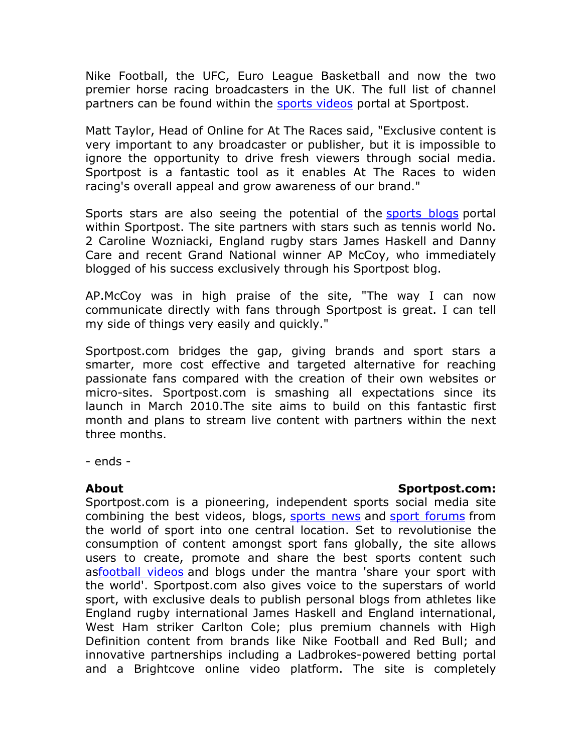Nike Football, the UFC, Euro League Basketball and now the two premier horse racing broadcasters in the UK. The full list of channel partners can be found within the [sports videos]() portal at Sportpost.

Matt Taylor, Head of Online for At The Races said, "Exclusive content is very important to any broadcaster or publisher, but it is impossible to ignore the opportunity to drive fresh viewers through social media. Sportpost is a fantastic tool as it enables At The Races to widen racing's overall appeal and grow awareness of our brand."

Sports stars are also seeing the potential of the [sports blogs]() portal within Sportpost. The site partners with stars such as tennis world No. 2 Caroline Wozniacki, England rugby stars James Haskell and Danny Care and recent Grand National winner AP McCoy, who immediately blogged of his success exclusively through his Sportpost blog.

AP.McCoy was in high praise of the site, "The way I can now communicate directly with fans through Sportpost is great. I can tell my side of things very easily and quickly."

Sportpost.com bridges the gap, giving brands and sport stars a smarter, more cost effective and targeted alternative for reaching passionate fans compared with the creation of their own websites or micro-sites. Sportpost.com is smashing all expectations since its launch in March 2010.The site aims to build on this fantastic first month and plans to stream live content with partners within the next three months.

- ends -

**About Sportpost.com:**
Sportpost.com is a pioneering, independent sports social media site combining the best videos, blogs, [sports news]() and [sport forums]() from the world of sport into one central location. Set to revolutionise the consumption of content amongst sport fans globally, the site allows users to create, promote and share the best sports content such as[football videos]() and blogs under the mantra 'share your sport with the world'. Sportpost.com also gives voice to the superstars of world sport, with exclusive deals to publish personal blogs from athletes like England rugby international James Haskell and England international, West Ham striker Carlton Cole; plus premium channels with High Definition content from brands like Nike Football and Red Bull; and innovative partnerships including a Ladbrokes-powered betting portal and a Brightcove online video platform. The site is completely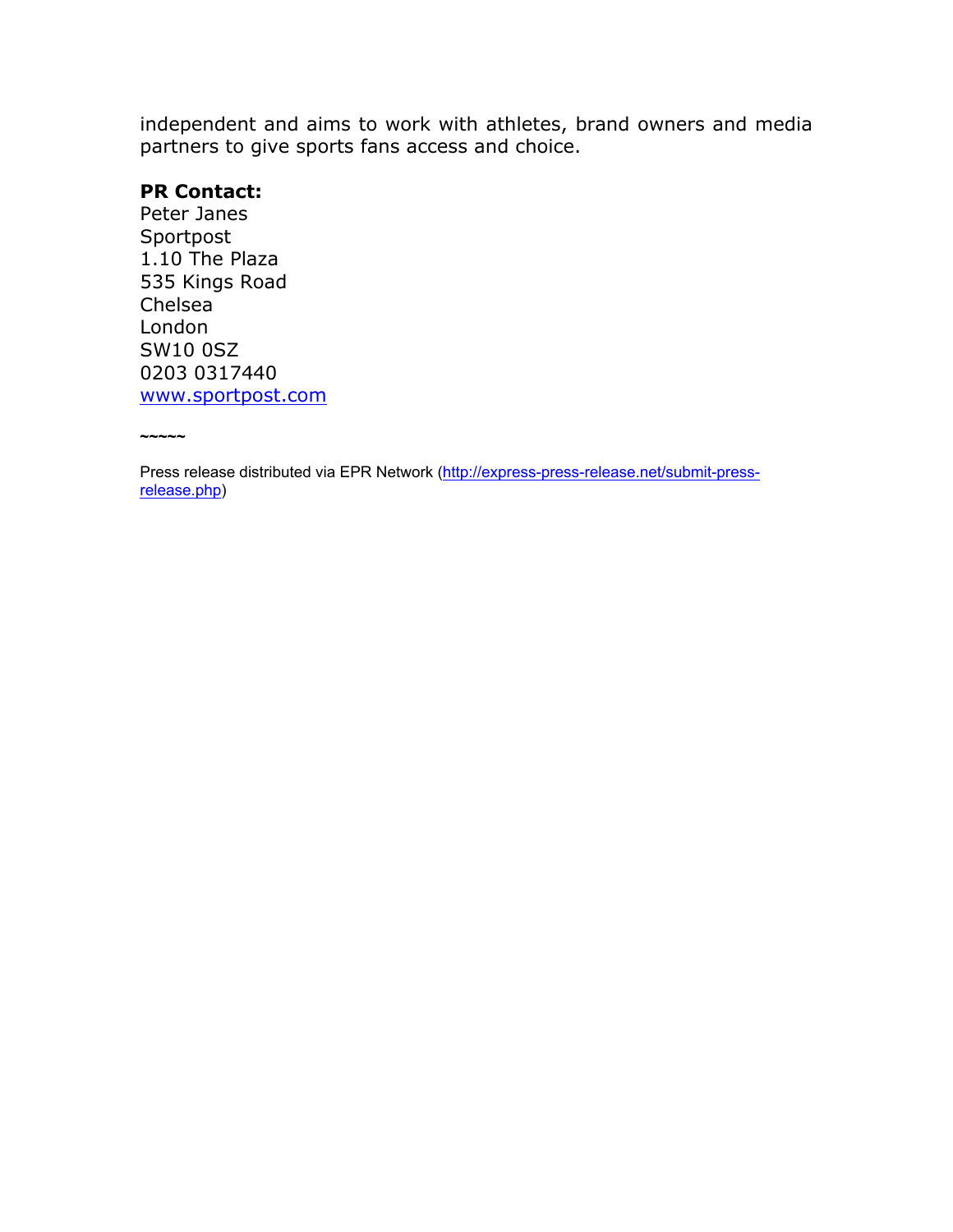independent and aims to work with athletes, brand owners and media partners to give sports fans access and choice.

**PR Contact:**
Peter Janes
Sportpost
1.10 The Plaza
535 Kings Road
Chelsea
London
SW10 0SZ
0203 0317440
www.sportpost.com

~~~~~

Press release distributed via EPR Network (http://express-press-release.net/submit-press-release.php)